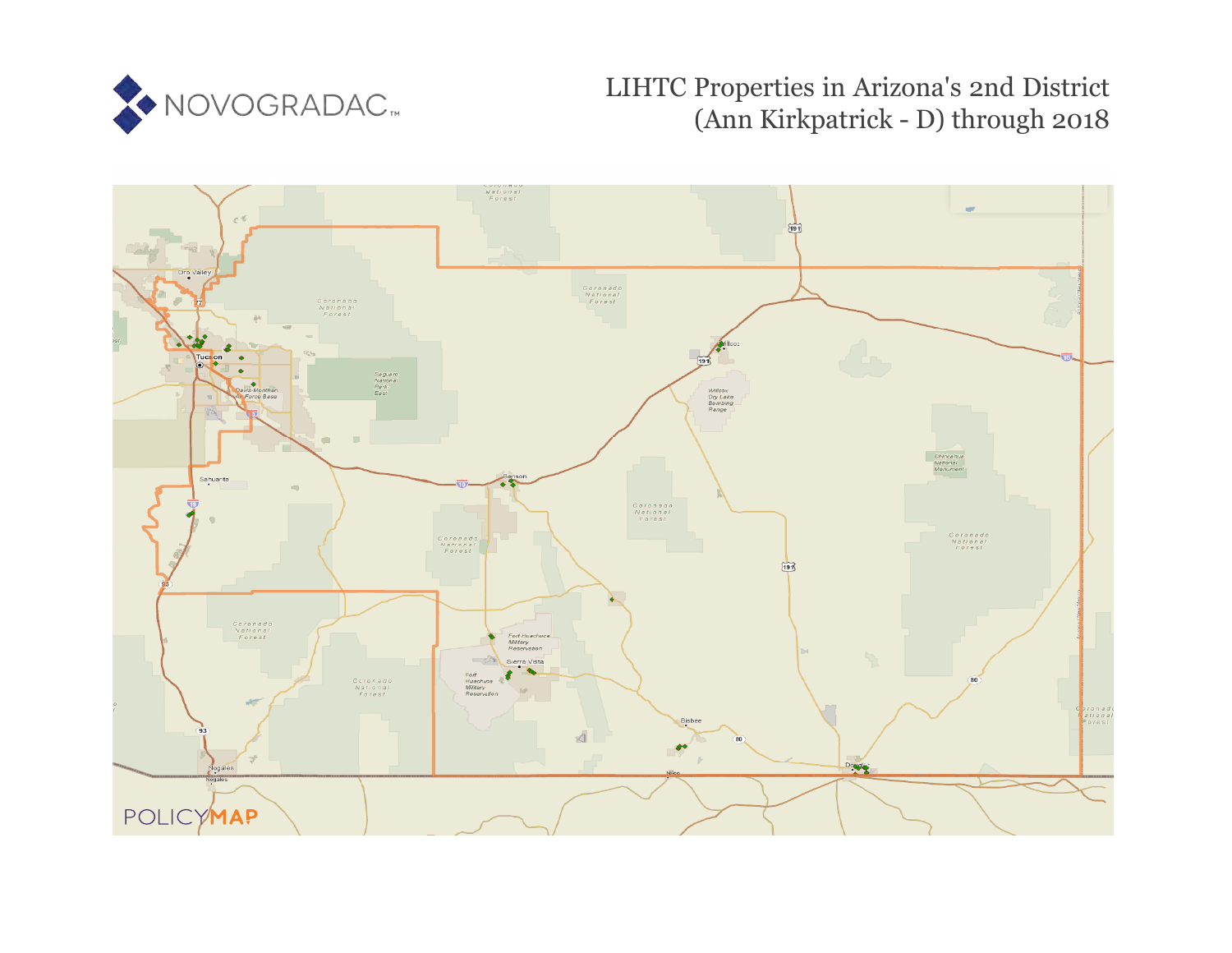# LIHTC Properties in Arizona's 2nd District (Ann Kirkpatrick - D) through 2018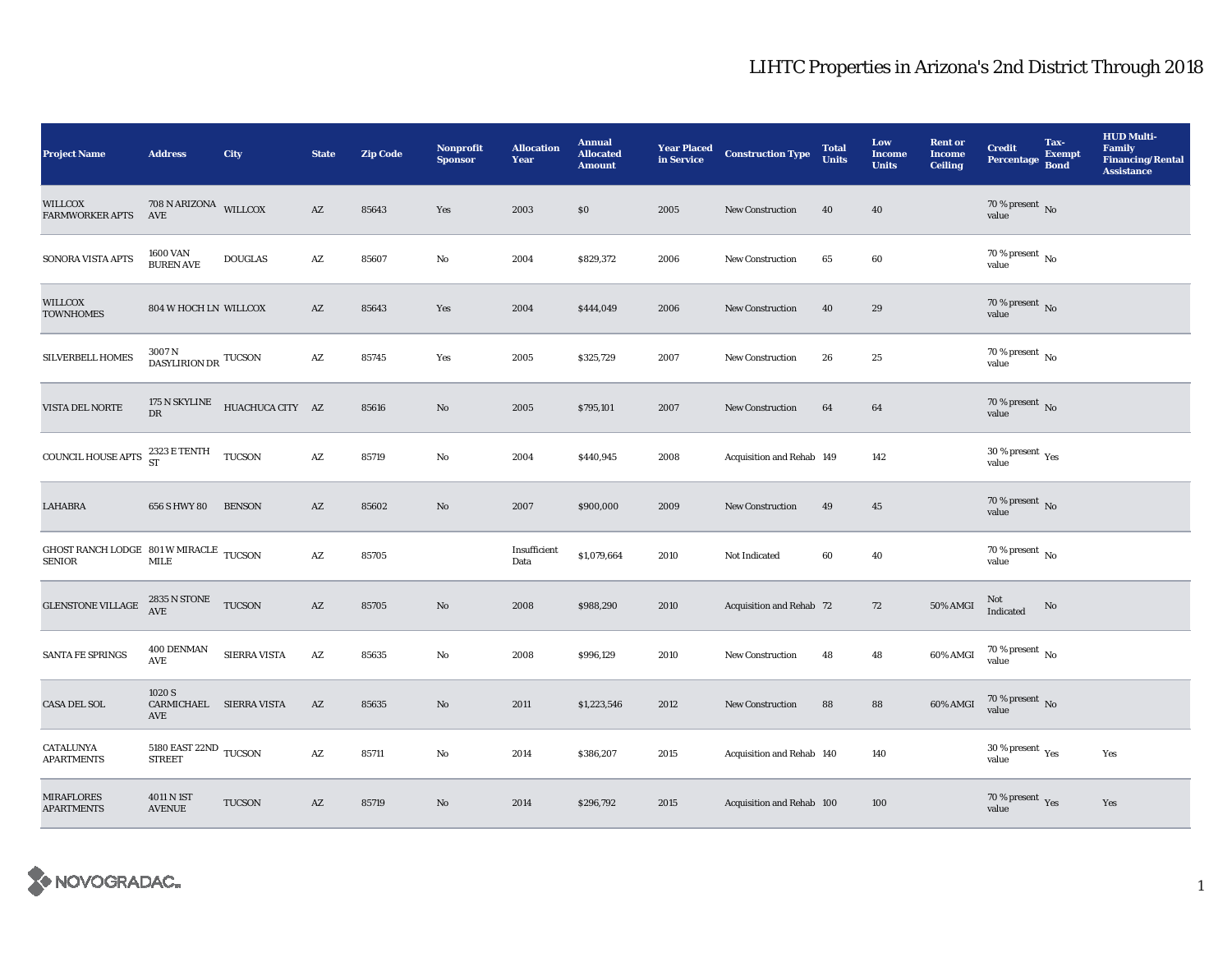# LIHTC Properties in Arizona's 2nd District Through 2018

| Project Name | Address | City | State | Zip Code | Nonprofit Sponsor | Allocation Year | Annual Allocated Amount | Year Placed in Service | Construction Type | Total Units | Low Income Units | Rent or Income Ceiling | Credit Percentage | Tax-Exempt Bond | HUD Multi-Family Financing/Rental Assistance |
|---|---|---|---|---|---|---|---|---|---|---|---|---|---|---|---|
| WILLCOX FARMWORKER APTS | 708 N ARIZONA AVE | WILLCOX | AZ | 85643 | Yes | 2003 | $0 | 2005 | New Construction | 40 | 40 | | 70 % present value | No | |
| SONORA VISTA APTS | 1600 VAN BUREN AVE | DOUGLAS | AZ | 85607 | No | 2004 | $829,372 | 2006 | New Construction | 65 | 60 | | 70 % present value | No | |
| WILLCOX TOWNHOMES | 804 W HOCH LN | WILLCOX | AZ | 85643 | Yes | 2004 | $444,049 | 2006 | New Construction | 40 | 29 | | 70 % present value | No | |
| SILVERBELL HOMES | 3007 N DASYLIRION DR | TUCSON | AZ | 85745 | Yes | 2005 | $325,729 | 2007 | New Construction | 26 | 25 | | 70 % present value | No | |
| VISTA DEL NORTE | 175 N SKYLINE DR | HUACHUCA CITY | AZ | 85616 | No | 2005 | $795,101 | 2007 | New Construction | 64 | 64 | | 70 % present value | No | |
| COUNCIL HOUSE APTS | 2323 E TENTH ST | TUCSON | AZ | 85719 | No | 2004 | $440,945 | 2008 | Acquisition and Rehab | 149 | 142 | | 30 % present value | Yes | |
| LAHABRA | 656 S HWY 80 | BENSON | AZ | 85602 | No | 2007 | $900,000 | 2009 | New Construction | 49 | 45 | | 70 % present value | No | |
| GHOST RANCH LODGE SENIOR | 801 W MIRACLE MILE | TUCSON | AZ | 85705 | | Insufficient Data | $1,079,664 | 2010 | Not Indicated | 60 | 40 | | 70 % present value | No | |
| GLENSTONE VILLAGE | 2835 N STONE AVE | TUCSON | AZ | 85705 | No | 2008 | $988,290 | 2010 | Acquisition and Rehab | 72 | 72 | 50% AMGI | Not Indicated | No | |
| SANTA FE SPRINGS | 400 DENMAN AVE | SIERRA VISTA | AZ | 85635 | No | 2008 | $996,129 | 2010 | New Construction | 48 | 48 | 60% AMGI | 70 % present value | No | |
| CASA DEL SOL | 1020 S CARMICHAEL AVE | SIERRA VISTA | AZ | 85635 | No | 2011 | $1,223,546 | 2012 | New Construction | 88 | 88 | 60% AMGI | 70 % present value | No | |
| CATALUNYA APARTMENTS | 5180 EAST 22ND STREET | TUCSON | AZ | 85711 | No | 2014 | $386,207 | 2015 | Acquisition and Rehab | 140 | 140 | | 30 % present value | Yes | Yes |
| MIRAFLORES APARTMENTS | 4011 N 1ST AVENUE | TUCSON | AZ | 85719 | No | 2014 | $296,792 | 2015 | Acquisition and Rehab | 100 | 100 | | 70 % present value | Yes | Yes |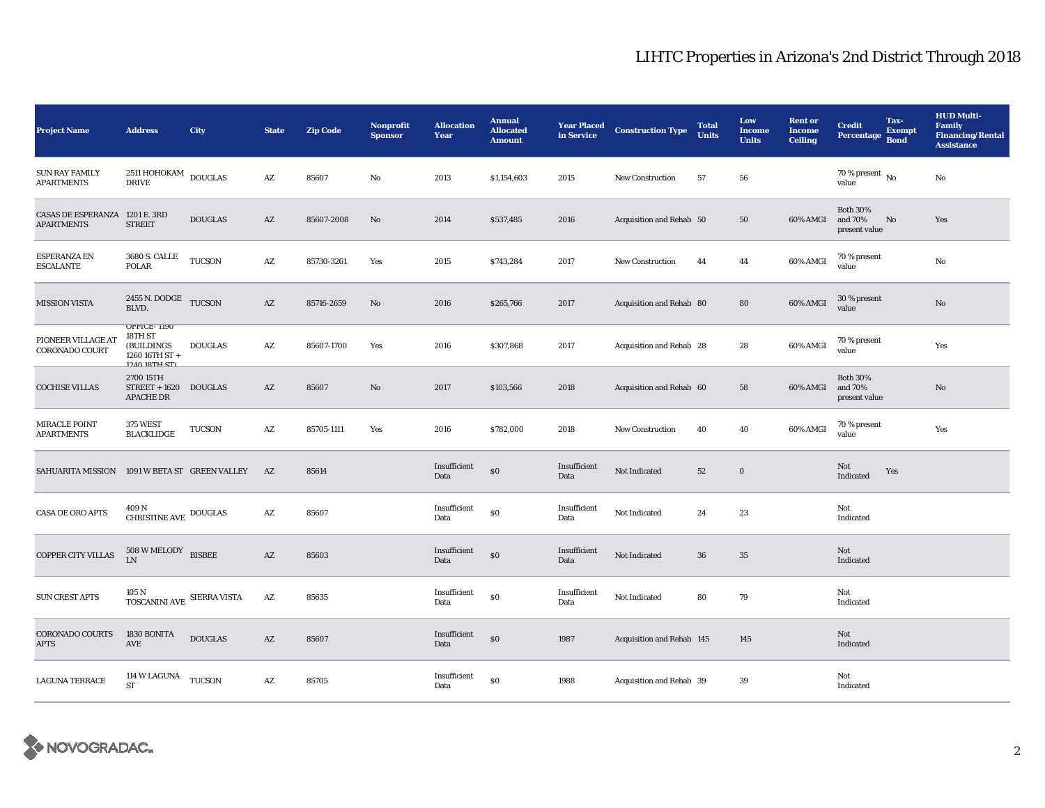# LIHTC Properties in Arizona's 2nd District Through 2018

| Project Name | Address | City | State | Zip Code | Nonprofit Sponsor | Allocation Year | Annual Allocated Amount | Year Placed in Service | Construction Type | Total Units | Low Income Units | Rent or Income Ceiling | Credit Percentage | Tax-Exempt Bond | HUD Multi-Family Financing/Rental Assistance |
|---|---|---|---|---|---|---|---|---|---|---|---|---|---|---|---|
| SUN RAY FAMILY APARTMENTS | 2511 HOHOKAM DRIVE | DOUGLAS | AZ | 85607 | No | 2013 | $1,154,603 | 2015 | New Construction | 57 | 56 | | 70 % present value | No | No |
| CASAS DE ESPERANZA APARTMENTS | 1201 E. 3RD STREET | DOUGLAS | AZ | 85607-2008 | No | 2014 | $537,485 | 2016 | Acquisition and Rehab | 50 | 50 | 60% AMGI | Both 30% and 70% present value | No | Yes |
| ESPERANZA EN ESCALANTE | 3680 S. CALLE POLAR | TUCSON | AZ | 85730-3261 | Yes | 2015 | $743,284 | 2017 | New Construction | 44 | 44 | 60% AMGI | 70 % present value | | No |
| MISSION VISTA | 2455 N. DODGE BLVD. | TUCSON | AZ | 85716-2659 | No | 2016 | $265,766 | 2017 | Acquisition and Rehab | 80 | 80 | 60% AMGI | 30 % present value | | No |
| PIONEER VILLAGE AT CORONADO COURT | OFFICE- 1190 18TH ST (BUILDINGS 1260 16TH ST + 1240 18TH ST) | DOUGLAS | AZ | 85607-1700 | Yes | 2016 | $307,868 | 2017 | Acquisition and Rehab | 28 | 28 | 60% AMGI | 70 % present value | | Yes |
| COCHISE VILLAS | 2700 15TH STREET + 1620 APACHE DR | DOUGLAS | AZ | 85607 | No | 2017 | $103,566 | 2018 | Acquisition and Rehab | 60 | 58 | 60% AMGI | Both 30% and 70% present value | | No |
| MIRACLE POINT APARTMENTS | 375 WEST BLACKLIDGE | TUCSON | AZ | 85705-1111 | Yes | 2016 | $782,000 | 2018 | New Construction | 40 | 40 | 60% AMGI | 70 % present value | | Yes |
| SAHUARITA MISSION | 1091 W BETA ST | GREEN VALLEY | AZ | 85614 | | Insufficient Data | $0 | Insufficient Data | Not Indicated | 52 | 0 | | Not Indicated | Yes | |
| CASA DE ORO APTS | 409 N CHRISTINE AVE | DOUGLAS | AZ | 85607 | | Insufficient Data | $0 | Insufficient Data | Not Indicated | 24 | 23 | | Not Indicated | | |
| COPPER CITY VILLAS | 508 W MELODY LN | BISBEE | AZ | 85603 | | Insufficient Data | $0 | Insufficient Data | Not Indicated | 36 | 35 | | Not Indicated | | |
| SUN CREST APTS | 105 N TOSCANINI AVE | SIERRA VISTA | AZ | 85635 | | Insufficient Data | $0 | Insufficient Data | Not Indicated | 80 | 79 | | Not Indicated | | |
| CORONADO COURTS APTS | 1830 BONITA AVE | DOUGLAS | AZ | 85607 | | Insufficient Data | $0 | 1987 | Acquisition and Rehab | 145 | 145 | | Not Indicated | | |
| LAGUNA TERRACE | 114 W LAGUNA ST | TUCSON | AZ | 85705 | | Insufficient Data | $0 | 1988 | Acquisition and Rehab | 39 | 39 | | Not Indicated | | |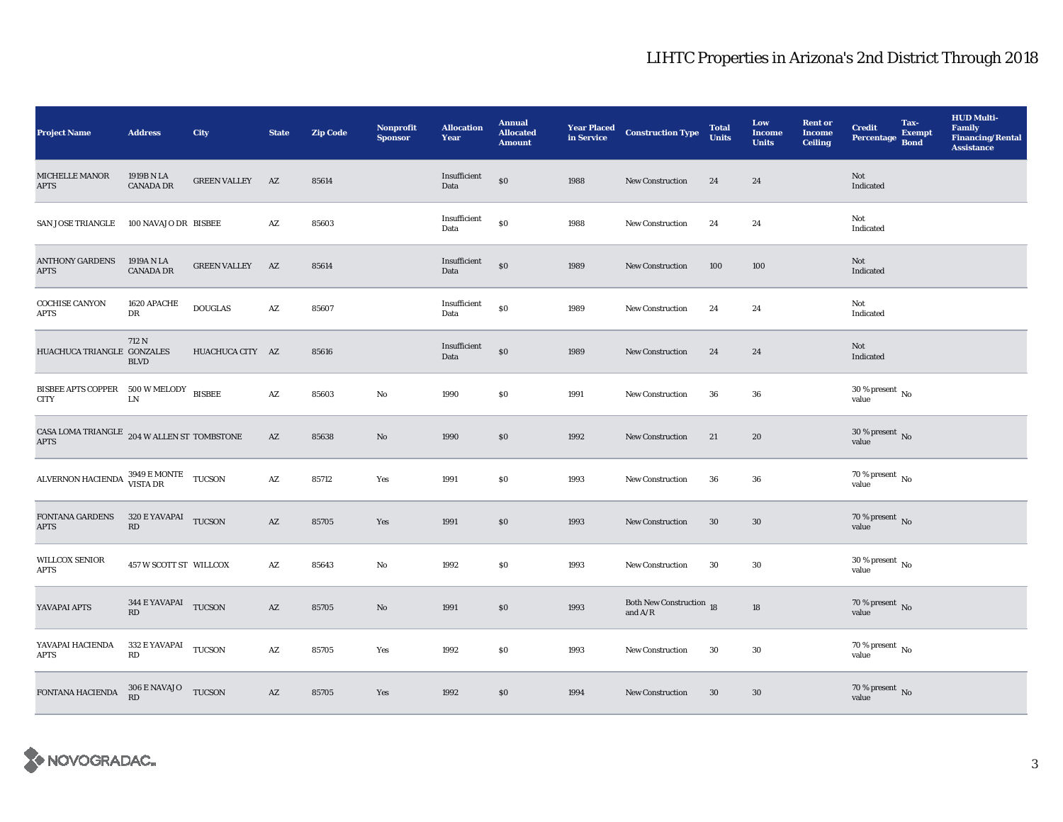# LIHTC Properties in Arizona's 2nd District Through 2018

| Project Name | Address | City | State | Zip Code | Nonprofit Sponsor | Allocation Year | Annual Allocated Amount | Year Placed in Service | Construction Type | Total Units | Low Income Units | Rent or Income Ceiling | Credit Percentage | Tax-Exempt Bond | HUD Multi-Family Financing/Rental Assistance |
|---|---|---|---|---|---|---|---|---|---|---|---|---|---|---|---|
| MICHELLE MANOR APTS | 1919B N LA CANADA DR | GREEN VALLEY | AZ | 85614 | | Insufficient Data | $0 | 1988 | New Construction | 24 | 24 | | Not Indicated | | |
| SAN JOSE TRIANGLE | 100 NAVAJO DR | BISBEE | AZ | 85603 | | Insufficient Data | $0 | 1988 | New Construction | 24 | 24 | | Not Indicated | | |
| ANTHONY GARDENS APTS | 1919A N LA CANADA DR | GREEN VALLEY | AZ | 85614 | | Insufficient Data | $0 | 1989 | New Construction | 100 | 100 | | Not Indicated | | |
| COCHISE CANYON APTS | 1620 APACHE DR | DOUGLAS | AZ | 85607 | | Insufficient Data | $0 | 1989 | New Construction | 24 | 24 | | Not Indicated | | |
| HUACHUCA TRIANGLE | 712 N GONZALES BLVD | HUACHUCA CITY | AZ | 85616 | | Insufficient Data | $0 | 1989 | New Construction | 24 | 24 | | Not Indicated | | |
| BISBEE APTS COPPER CITY | 500 W MELODY LN | BISBEE | AZ | 85603 | No | 1990 | $0 | 1991 | New Construction | 36 | 36 | | 30 % present value | No | |
| CASA LOMA TRIANGLE APTS | 204 W ALLEN ST | TOMBSTONE | AZ | 85638 | No | 1990 | $0 | 1992 | New Construction | 21 | 20 | | 30 % present value | No | |
| ALVERNON HACIENDA | 3949 E MONTE VISTA DR | TUCSON | AZ | 85712 | Yes | 1991 | $0 | 1993 | New Construction | 36 | 36 | | 70 % present value | No | |
| FONTANA GARDENS APTS | 320 E YAVAPAI RD | TUCSON | AZ | 85705 | Yes | 1991 | $0 | 1993 | New Construction | 30 | 30 | | 70 % present value | No | |
| WILLCOX SENIOR APTS | 457 W SCOTT ST | WILLCOX | AZ | 85643 | No | 1992 | $0 | 1993 | New Construction | 30 | 30 | | 30 % present value | No | |
| YAVAPAI APTS | 344 E YAVAPAI RD | TUCSON | AZ | 85705 | No | 1991 | $0 | 1993 | Both New Construction and A/R | 18 | 18 | | 70 % present value | No | |
| YAVAPAI HACIENDA APTS | 332 E YAVAPAI RD | TUCSON | AZ | 85705 | Yes | 1992 | $0 | 1993 | New Construction | 30 | 30 | | 70 % present value | No | |
| FONTANA HACIENDA | 306 E NAVAJO RD | TUCSON | AZ | 85705 | Yes | 1992 | $0 | 1994 | New Construction | 30 | 30 | | 70 % present value | No | |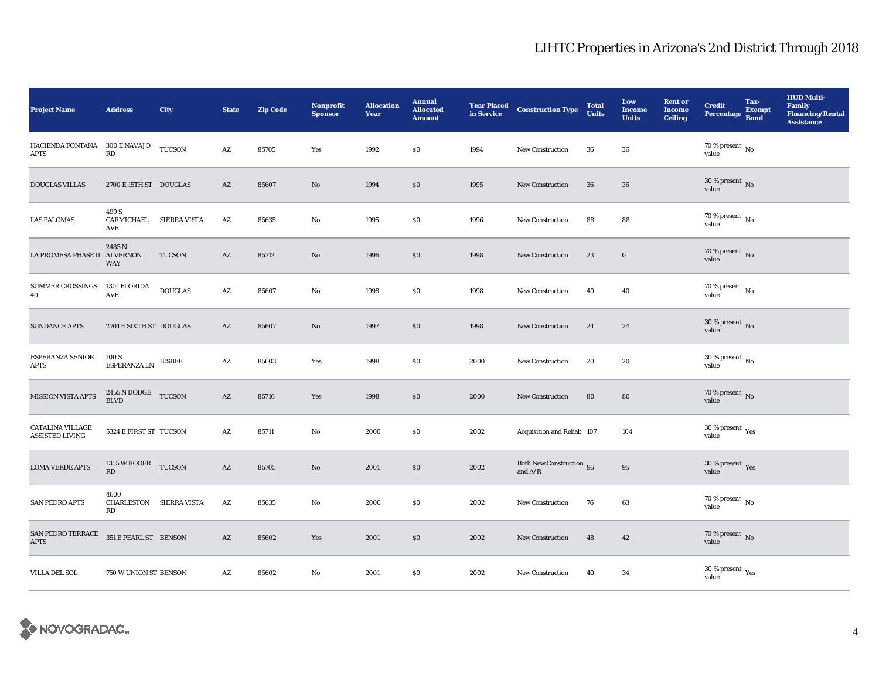## LIHTC Properties in Arizona's 2nd District Through 2018

| Project Name | Address | City | State | Zip Code | Nonprofit Sponsor | Allocation Year | Annual Allocated Amount | Year Placed in Service | Construction Type | Total Units | Low Income Units | Rent or Income Ceiling | Credit Percentage | Tax-Exempt Bond | HUD Multi-Family Financing/Rental Assistance |
|---|---|---|---|---|---|---|---|---|---|---|---|---|---|---|---|
| HACIENDA FONTANA APTS | 300 E NAVAJO RD | TUCSON | AZ | 85705 | Yes | 1992 | $0 | 1994 | New Construction | 36 | 36 | | 70 % present value | No | |
| DOUGLAS VILLAS | 2700 E 15TH ST | DOUGLAS | AZ | 85607 | No | 1994 | $0 | 1995 | New Construction | 36 | 36 | | 30 % present value | No | |
| LAS PALOMAS | 499 S CARMICHAEL AVE | SIERRA VISTA | AZ | 85635 | No | 1995 | $0 | 1996 | New Construction | 88 | 88 | | 70 % present value | No | |
| LA PROMESA PHASE II | 2485 N ALVERNON WAY | TUCSON | AZ | 85712 | No | 1996 | $0 | 1998 | New Construction | 23 | 0 | | 70 % present value | No | |
| SUMMER CROSSINGS 40 | 1301 FLORIDA AVE | DOUGLAS | AZ | 85607 | No | 1998 | $0 | 1998 | New Construction | 40 | 40 | | 70 % present value | No | |
| SUNDANCE APTS | 2701 E SIXTH ST | DOUGLAS | AZ | 85607 | No | 1997 | $0 | 1998 | New Construction | 24 | 24 | | 30 % present value | No | |
| ESPERANZA SENIOR APTS | 100 S ESPERANZA LN | BISBEE | AZ | 85603 | Yes | 1998 | $0 | 2000 | New Construction | 20 | 20 | | 30 % present value | No | |
| MISSION VISTA APTS | 2455 N DODGE BLVD | TUCSON | AZ | 85716 | Yes | 1998 | $0 | 2000 | New Construction | 80 | 80 | | 70 % present value | No | |
| CATALINA VILLAGE ASSISTED LIVING | 5324 E FIRST ST | TUCSON | AZ | 85711 | No | 2000 | $0 | 2002 | Acquisition and Rehab | 107 | 104 | | 30 % present value | Yes | |
| LOMA VERDE APTS | 1355 W ROGER RD | TUCSON | AZ | 85705 | No | 2001 | $0 | 2002 | Both New Construction and A/R | 96 | 95 | | 30 % present value | Yes | |
| SAN PEDRO APTS | 4600 CHARLESTON RD | SIERRA VISTA | AZ | 85635 | No | 2000 | $0 | 2002 | New Construction | 76 | 63 | | 70 % present value | No | |
| SAN PEDRO TERRACE APTS | 351 E PEARL ST | BENSON | AZ | 85602 | Yes | 2001 | $0 | 2002 | New Construction | 48 | 42 | | 70 % present value | No | |
| VILLA DEL SOL | 750 W UNION ST | BENSON | AZ | 85602 | No | 2001 | $0 | 2002 | New Construction | 40 | 34 | | 30 % present value | Yes | |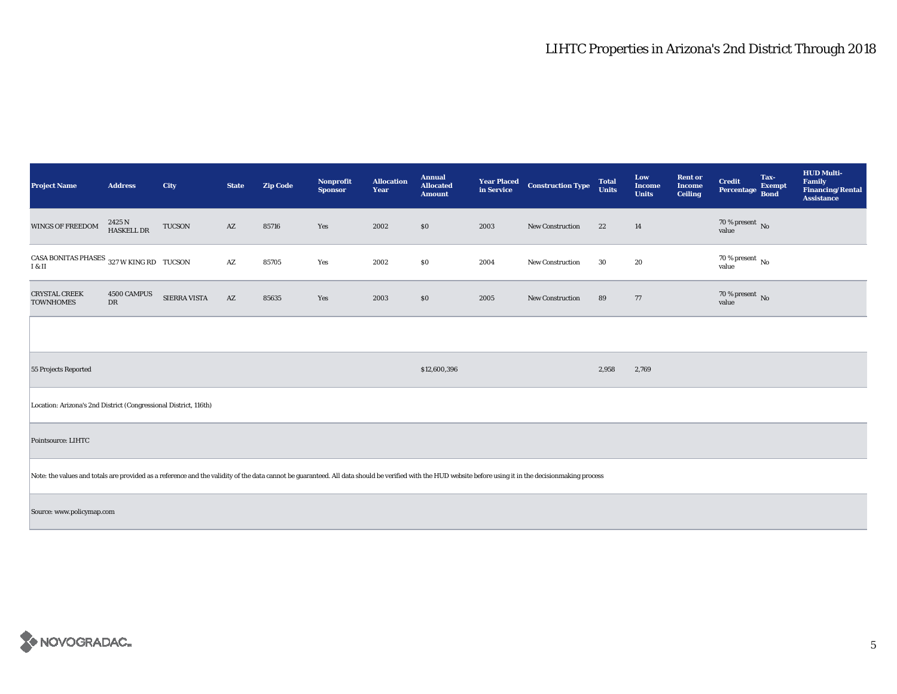# LIHTC Properties in Arizona's 2nd District Through 2018

| Project Name | Address | City | State | Zip Code | Nonprofit Sponsor | Allocation Year | Annual Allocated Amount | Year Placed in Service | Construction Type | Total Units | Low Income Units | Rent or Income Ceiling | Credit Percentage | Tax-Exempt Bond | HUD Multi-Family Financing/Rental Assistance |
|---|---|---|---|---|---|---|---|---|---|---|---|---|---|---|---|
| WINGS OF FREEDOM | 2425 N HASKELL DR | TUCSON | AZ | 85716 | Yes | 2002 | $0 | 2003 | New Construction | 22 | 14 | | 70 % present value | No | |
| CASA BONITAS PHASES I & II | 327 W KING RD | TUCSON | AZ | 85705 | Yes | 2002 | $0 | 2004 | New Construction | 30 | 20 | | 70 % present value | No | |
| CRYSTAL CREEK TOWNHOMES | 4500 CAMPUS DR | SIERRA VISTA | AZ | 85635 | Yes | 2003 | $0 | 2005 | New Construction | 89 | 77 | | 70 % present value | No | |
| | | | | | | | | | | | | | | | |
| 55 Projects Reported | | | | | | | $12,600,396 | | | 2,958 | 2,769 | | | | |

Location: Arizona's 2nd District (Congressional District, 116th)

Pointsource: LIHTC

Note: the values and totals are provided as a reference and the validity of the data cannot be guaranteed. All data should be verified with the HUD website before using it in the decisionmaking process

Source: www.policymap.com